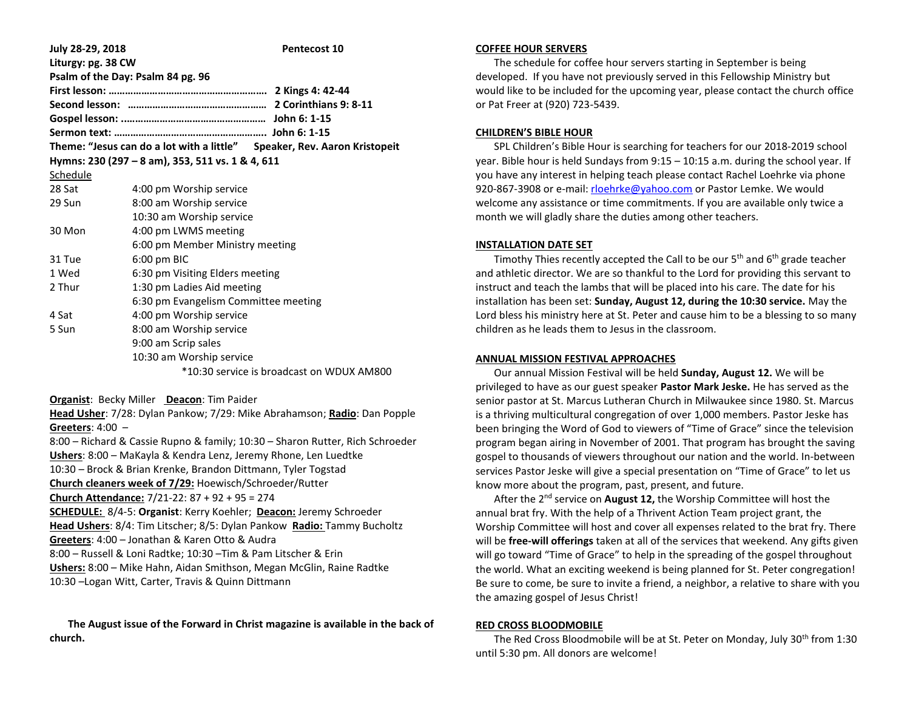**July 28-29, 2018** **Pentecost 10**

**Liturgy: pg. 38 CW**

**Psalm of the Day: Psalm 84 pg. 96**

**First lesson: ………………………………………………… 2 Kings 4: 42-44**

**Second lesson: …………………………………………… 2 Corinthians 9: 8-11**

**Gospel lesson: ……………………………………………… John 6: 1-15**

**Sermon text: ………………………………………………. John 6: 1-15**

**Theme: "Jesus can do a lot with a little"** **Speaker, Rev. Aaron Kristopeit**

**Hymns: 230 (297 – 8 am), 353, 511 vs. 1 & 4, 611**

Schedule

| | |
|---|---|
| 28 Sat | 4:00 pm Worship service |
| 29 Sun | 8:00 am Worship service |
| | 10:30 am Worship service |
| 30 Mon | 4:00 pm LWMS meeting |
| | 6:00 pm Member Ministry meeting |
| 31 Tue | 6:00 pm BIC |
| 1 Wed | 6:30 pm Visiting Elders meeting |
| 2 Thur | 1:30 pm Ladies Aid meeting |
| | 6:30 pm Evangelism Committee meeting |
| 4 Sat | 4:00 pm Worship service |
| 5 Sun | 8:00 am Worship service |
| | 9:00 am Scrip sales |
| | 10:30 am Worship service |

*10:30 service is broadcast on WDUX AM800

**Organist**: Becky Miller **Deacon**: Tim Paider

**Head Usher**: 7/28: Dylan Pankow; 7/29: Mike Abrahamson; **Radio**: Dan Popple

**Greeters**: 4:00 –

8:00 – Richard & Cassie Rupno & family; 10:30 – Sharon Rutter, Rich Schroeder

**Ushers**: 8:00 – MaKayla & Kendra Lenz, Jeremy Rhone, Len Luedtke

10:30 – Brock & Brian Krenke, Brandon Dittmann, Tyler Togstad

**Church cleaners week of 7/29:** Hoewisch/Schroeder/Rutter

**Church Attendance:** 7/21-22: 87 + 92 + 95 = 274

**SCHEDULE:** 8/4-5: **Organist**: Kerry Koehler; **Deacon:** Jeremy Schroeder

**Head Ushers**: 8/4: Tim Litscher; 8/5: Dylan Pankow **Radio:** Tammy Bucholtz

**Greeters**: 4:00 – Jonathan & Karen Otto & Audra

8:00 – Russell & Loni Radtke; 10:30 –Tim & Pam Litscher & Erin

**Ushers:** 8:00 – Mike Hahn, Aidan Smithson, Megan McGlin, Raine Radtke

10:30 –Logan Witt, Carter, Travis & Quinn Dittmann

**The August issue of the Forward in Christ magazine is available in the back of church.**

**COFFEE HOUR SERVERS**

The schedule for coffee hour servers starting in September is being developed. If you have not previously served in this Fellowship Ministry but would like to be included for the upcoming year, please contact the church office or Pat Freer at (920) 723-5439.

**CHILDREN'S BIBLE HOUR**

SPL Children's Bible Hour is searching for teachers for our 2018-2019 school year. Bible hour is held Sundays from 9:15 – 10:15 a.m. during the school year. If you have any interest in helping teach please contact Rachel Loehrke via phone 920-867-3908 or e-mail: rloehrke@yahoo.com or Pastor Lemke. We would welcome any assistance or time commitments. If you are available only twice a month we will gladly share the duties among other teachers.

**INSTALLATION DATE SET**

Timothy Thies recently accepted the Call to be our 5th and 6th grade teacher and athletic director. We are so thankful to the Lord for providing this servant to instruct and teach the lambs that will be placed into his care. The date for his installation has been set: **Sunday, August 12, during the 10:30 service.** May the Lord bless his ministry here at St. Peter and cause him to be a blessing to so many children as he leads them to Jesus in the classroom.

**ANNUAL MISSION FESTIVAL APPROACHES**

Our annual Mission Festival will be held **Sunday, August 12.** We will be privileged to have as our guest speaker **Pastor Mark Jeske.** He has served as the senior pastor at St. Marcus Lutheran Church in Milwaukee since 1980. St. Marcus is a thriving multicultural congregation of over 1,000 members. Pastor Jeske has been bringing the Word of God to viewers of "Time of Grace" since the television program began airing in November of 2001. That program has brought the saving gospel to thousands of viewers throughout our nation and the world. In-between services Pastor Jeske will give a special presentation on "Time of Grace" to let us know more about the program, past, present, and future.

After the 2nd service on **August 12,** the Worship Committee will host the annual brat fry. With the help of a Thrivent Action Team project grant, the Worship Committee will host and cover all expenses related to the brat fry. There will be **free-will offerings** taken at all of the services that weekend. Any gifts given will go toward "Time of Grace" to help in the spreading of the gospel throughout the world. What an exciting weekend is being planned for St. Peter congregation! Be sure to come, be sure to invite a friend, a neighbor, a relative to share with you the amazing gospel of Jesus Christ!

**RED CROSS BLOODMOBILE**

The Red Cross Bloodmobile will be at St. Peter on Monday, July 30th from 1:30 until 5:30 pm. All donors are welcome!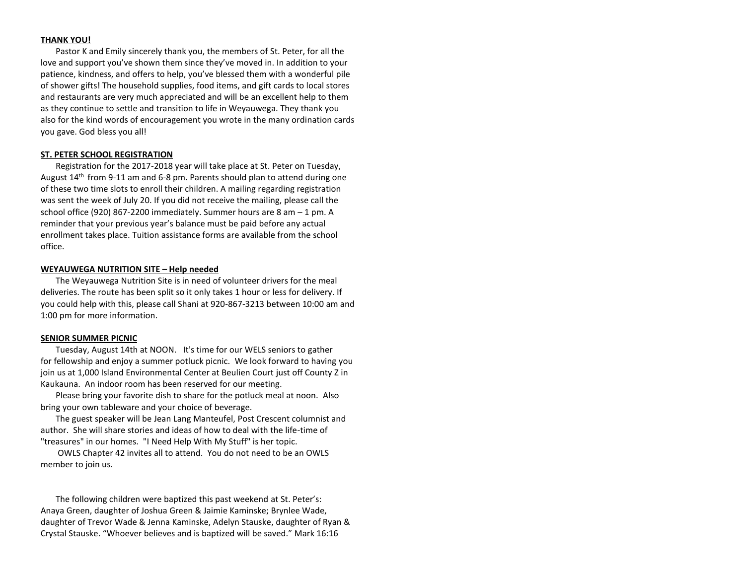**THANK YOU!**

Pastor K and Emily sincerely thank you, the members of St. Peter, for all the love and support you've shown them since they've moved in. In addition to your patience, kindness, and offers to help, you've blessed them with a wonderful pile of shower gifts! The household supplies, food items, and gift cards to local stores and restaurants are very much appreciated and will be an excellent help to them as they continue to settle and transition to life in Weyauwega. They thank you also for the kind words of encouragement you wrote in the many ordination cards you gave. God bless you all!

**ST. PETER SCHOOL REGISTRATION**

Registration for the 2017-2018 year will take place at St. Peter on Tuesday, August 14th from 9-11 am and 6-8 pm. Parents should plan to attend during one of these two time slots to enroll their children. A mailing regarding registration was sent the week of July 20. If you did not receive the mailing, please call the school office (920) 867-2200 immediately. Summer hours are 8 am – 1 pm. A reminder that your previous year's balance must be paid before any actual enrollment takes place. Tuition assistance forms are available from the school office.

**WEYAUWEGA NUTRITION SITE – Help needed**

The Weyauwega Nutrition Site is in need of volunteer drivers for the meal deliveries. The route has been split so it only takes 1 hour or less for delivery. If you could help with this, please call Shani at 920-867-3213 between 10:00 am and 1:00 pm for more information.

**SENIOR SUMMER PICNIC**

Tuesday, August 14th at NOON. It's time for our WELS seniors to gather for fellowship and enjoy a summer potluck picnic. We look forward to having you join us at 1,000 Island Environmental Center at Beulien Court just off County Z in Kaukauna. An indoor room has been reserved for our meeting.

Please bring your favorite dish to share for the potluck meal at noon. Also bring your own tableware and your choice of beverage.

The guest speaker will be Jean Lang Manteufel, Post Crescent columnist and author. She will share stories and ideas of how to deal with the life-time of "treasures" in our homes. "I Need Help With My Stuff" is her topic.

OWLS Chapter 42 invites all to attend. You do not need to be an OWLS member to join us.

The following children were baptized this past weekend at St. Peter's: Anaya Green, daughter of Joshua Green & Jaimie Kaminske; Brynlee Wade, daughter of Trevor Wade & Jenna Kaminske, Adelyn Stauske, daughter of Ryan & Crystal Stauske. "Whoever believes and is baptized will be saved." Mark 16:16